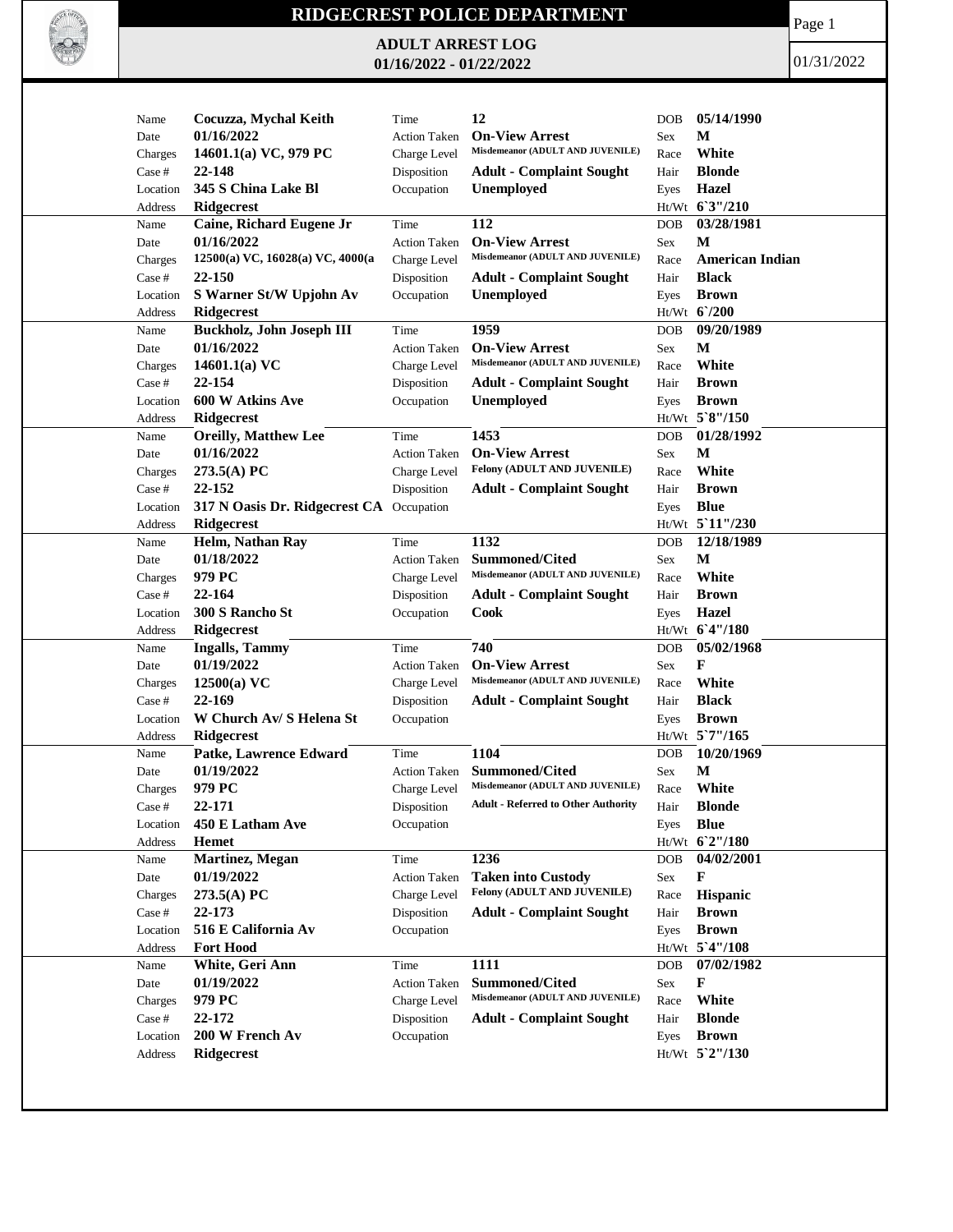# RIDGECREST POLICE DEPARTMENT

## ADULT ARREST LOG

**01/16/2022 - 01/22/2022**

01/31/2022

| Name | Date | Time | Action Taken | Charges | Charge Level | Case # | Disposition | Location | Occupation | Address | DOB | Sex | Race | Hair | Eyes | Ht/Wt |
|---|---|---|---|---|---|---|---|---|---|---|---|---|---|---|---|---|
| Cocuzza, Mychal Keith | 01/16/2022 | 12 | On-View Arrest | 14601.1(a) VC, 979 PC | Misdemeanor (ADULT AND JUVENILE) | 22-148 | Adult - Complaint Sought | 345 S China Lake Bl | Unemployed | Ridgecrest | 05/14/1990 | M | White | Blonde | Hazel | 6`3"/210 |
| Caine, Richard Eugene Jr | 01/16/2022 | 112 | On-View Arrest | 12500(a) VC, 16028(a) VC, 4000(a | Misdemeanor (ADULT AND JUVENILE) | 22-150 | Adult - Complaint Sought | S Warner St/W Upjohn Av | Unemployed | Ridgecrest | 03/28/1981 | M | American Indian | Black | Brown | 6`/200 |
| Buckholz, John Joseph III | 01/16/2022 | 1959 | On-View Arrest | 14601.1(a) VC | Misdemeanor (ADULT AND JUVENILE) | 22-154 | Adult - Complaint Sought | 600 W Atkins Ave | Unemployed | Ridgecrest | 09/20/1989 | M | White | Brown | Brown | 5`8"/150 |
| Oreilly, Matthew Lee | 01/16/2022 | 1453 | On-View Arrest | 273.5(A) PC | Felony (ADULT AND JUVENILE) | 22-152 | Adult - Complaint Sought | 317 N Oasis Dr. Ridgecrest CA | | Ridgecrest | 01/28/1992 | M | White | Brown | Blue | 5`11"/230 |
| Helm, Nathan Ray | 01/18/2022 | 1132 | Summoned/Cited | 979 PC | Misdemeanor (ADULT AND JUVENILE) | 22-164 | Adult - Complaint Sought | 300 S Rancho St | Cook | Ridgecrest | 12/18/1989 | M | White | Brown | Hazel | 6`4"/180 |
| Ingalls, Tammy | 01/19/2022 | 740 | On-View Arrest | 12500(a) VC | Misdemeanor (ADULT AND JUVENILE) | 22-169 | Adult - Complaint Sought | W Church Av/ S Helena St | | Ridgecrest | 05/02/1968 | F | White | Black | Brown | 5`7"/165 |
| Patke, Lawrence Edward | 01/19/2022 | 1104 | Summoned/Cited | 979 PC | Misdemeanor (ADULT AND JUVENILE) | 22-171 | Adult - Referred to Other Authority | 450 E Latham Ave | | Hemet | 10/20/1969 | M | White | Blonde | Blue | 6`2"/180 |
| Martinez, Megan | 01/19/2022 | 1236 | Taken into Custody | 273.5(A) PC | Felony (ADULT AND JUVENILE) | 22-173 | Adult - Complaint Sought | 516 E California Av | | Fort Hood | 04/02/2001 | F | Hispanic | Brown | Brown | 5`4"/108 |
| White, Geri Ann | 01/19/2022 | 1111 | Summoned/Cited | 979 PC | Misdemeanor (ADULT AND JUVENILE) | 22-172 | Adult - Complaint Sought | 200 W French Av | | Ridgecrest | 07/02/1982 | F | White | Blonde | Brown | 5`2"/130 |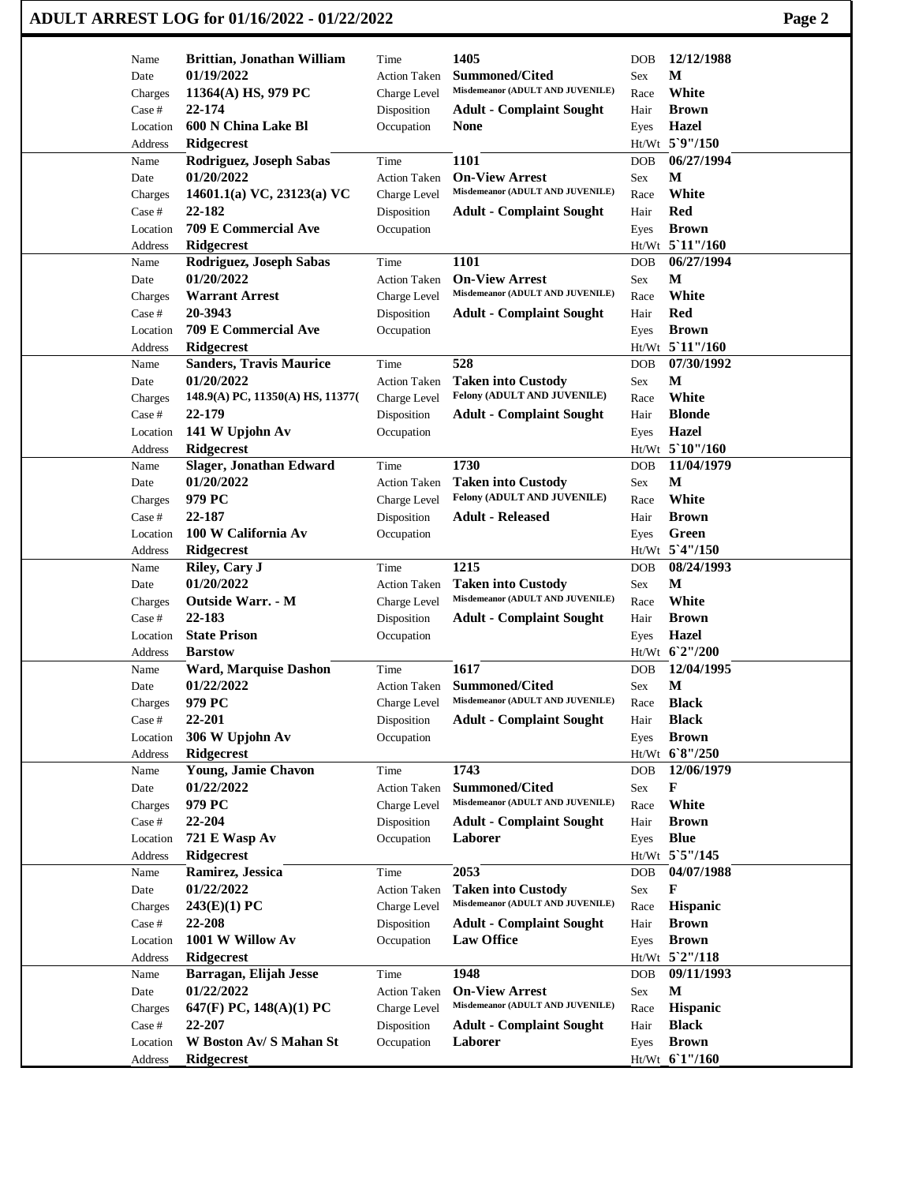# ADULT ARREST LOG for 01/16/2022 - 01/22/2022

| Name | Brittian, Jonathan William | Time | 1405 | DOB | 12/12/1988 |
|---|---|---|---|---|---|
| Date | 01/19/2022 | Action Taken | Summoned/Cited | Sex | M |
| Charges | 11364(A) HS, 979 PC | Charge Level | Misdemeanor (ADULT AND JUVENILE) | Race | White |
| Case # | 22-174 | Disposition | Adult - Complaint Sought | Hair | Brown |
| Location | 600 N China Lake Bl | Occupation | None | Eyes | Hazel |
| Address | Ridgecrest | | | Ht/Wt | 5`9"/150 |

| Name | Rodriguez, Joseph Sabas | Time | 1101 | DOB | 06/27/1994 |
|---|---|---|---|---|---|
| Date | 01/20/2022 | Action Taken | On-View Arrest | Sex | M |
| Charges | 14601.1(a) VC, 23123(a) VC | Charge Level | Misdemeanor (ADULT AND JUVENILE) | Race | White |
| Case # | 22-182 | Disposition | Adult - Complaint Sought | Hair | Red |
| Location | 709 E Commercial Ave | Occupation | | Eyes | Brown |
| Address | Ridgecrest | | | Ht/Wt | 5`11"/160 |

| Name | Rodriguez, Joseph Sabas | Time | 1101 | DOB | 06/27/1994 |
|---|---|---|---|---|---|
| Date | 01/20/2022 | Action Taken | On-View Arrest | Sex | M |
| Charges | Warrant Arrest | Charge Level | Misdemeanor (ADULT AND JUVENILE) | Race | White |
| Case # | 20-3943 | Disposition | Adult - Complaint Sought | Hair | Red |
| Location | 709 E Commercial Ave | Occupation | | Eyes | Brown |
| Address | Ridgecrest | | | Ht/Wt | 5`11"/160 |

| Name | Sanders, Travis Maurice | Time | 528 | DOB | 07/30/1992 |
|---|---|---|---|---|---|
| Date | 01/20/2022 | Action Taken | Taken into Custody | Sex | M |
| Charges | 148.9(A) PC, 11350(A) HS, 11377( | Charge Level | Felony (ADULT AND JUVENILE) | Race | White |
| Case # | 22-179 | Disposition | Adult - Complaint Sought | Hair | Blonde |
| Location | 141 W Upjohn Av | Occupation | | Eyes | Hazel |
| Address | Ridgecrest | | | Ht/Wt | 5`10"/160 |

| Name | Slager, Jonathan Edward | Time | 1730 | DOB | 11/04/1979 |
|---|---|---|---|---|---|
| Date | 01/20/2022 | Action Taken | Taken into Custody | Sex | M |
| Charges | 979 PC | Charge Level | Felony (ADULT AND JUVENILE) | Race | White |
| Case # | 22-187 | Disposition | Adult - Released | Hair | Brown |
| Location | 100 W California Av | Occupation | | Eyes | Green |
| Address | Ridgecrest | | | Ht/Wt | 5`4"/150 |

| Name | Riley, Cary J | Time | 1215 | DOB | 08/24/1993 |
|---|---|---|---|---|---|
| Date | 01/20/2022 | Action Taken | Taken into Custody | Sex | M |
| Charges | Outside Warr. - M | Charge Level | Misdemeanor (ADULT AND JUVENILE) | Race | White |
| Case # | 22-183 | Disposition | Adult - Complaint Sought | Hair | Brown |
| Location | State Prison | Occupation | | Eyes | Hazel |
| Address | Barstow | | | Ht/Wt | 6`2"/200 |

| Name | Ward, Marquise Dashon | Time | 1617 | DOB | 12/04/1995 |
|---|---|---|---|---|---|
| Date | 01/22/2022 | Action Taken | Summoned/Cited | Sex | M |
| Charges | 979 PC | Charge Level | Misdemeanor (ADULT AND JUVENILE) | Race | Black |
| Case # | 22-201 | Disposition | Adult - Complaint Sought | Hair | Black |
| Location | 306 W Upjohn Av | Occupation | | Eyes | Brown |
| Address | Ridgecrest | | | Ht/Wt | 6`8"/250 |

| Name | Young, Jamie Chavon | Time | 1743 | DOB | 12/06/1979 |
|---|---|---|---|---|---|
| Date | 01/22/2022 | Action Taken | Summoned/Cited | Sex | F |
| Charges | 979 PC | Charge Level | Misdemeanor (ADULT AND JUVENILE) | Race | White |
| Case # | 22-204 | Disposition | Adult - Complaint Sought | Hair | Brown |
| Location | 721 E Wasp Av | Occupation | Laborer | Eyes | Blue |
| Address | Ridgecrest | | | Ht/Wt | 5`5"/145 |

| Name | Ramirez, Jessica | Time | 2053 | DOB | 04/07/1988 |
|---|---|---|---|---|---|
| Date | 01/22/2022 | Action Taken | Taken into Custody | Sex | F |
| Charges | 243(E)(1) PC | Charge Level | Misdemeanor (ADULT AND JUVENILE) | Race | Hispanic |
| Case # | 22-208 | Disposition | Adult - Complaint Sought | Hair | Brown |
| Location | 1001 W Willow Av | Occupation | Law Office | Eyes | Brown |
| Address | Ridgecrest | | | Ht/Wt | 5`2"/118 |

| Name | Barragan, Elijah Jesse | Time | 1948 | DOB | 09/11/1993 |
|---|---|---|---|---|---|
| Date | 01/22/2022 | Action Taken | On-View Arrest | Sex | M |
| Charges | 647(F) PC, 148(A)(1) PC | Charge Level | Misdemeanor (ADULT AND JUVENILE) | Race | Hispanic |
| Case # | 22-207 | Disposition | Adult - Complaint Sought | Hair | Black |
| Location | W Boston Av/ S Mahan St | Occupation | Laborer | Eyes | Brown |
| Address | Ridgecrest | | | Ht/Wt | 6`1"/160 |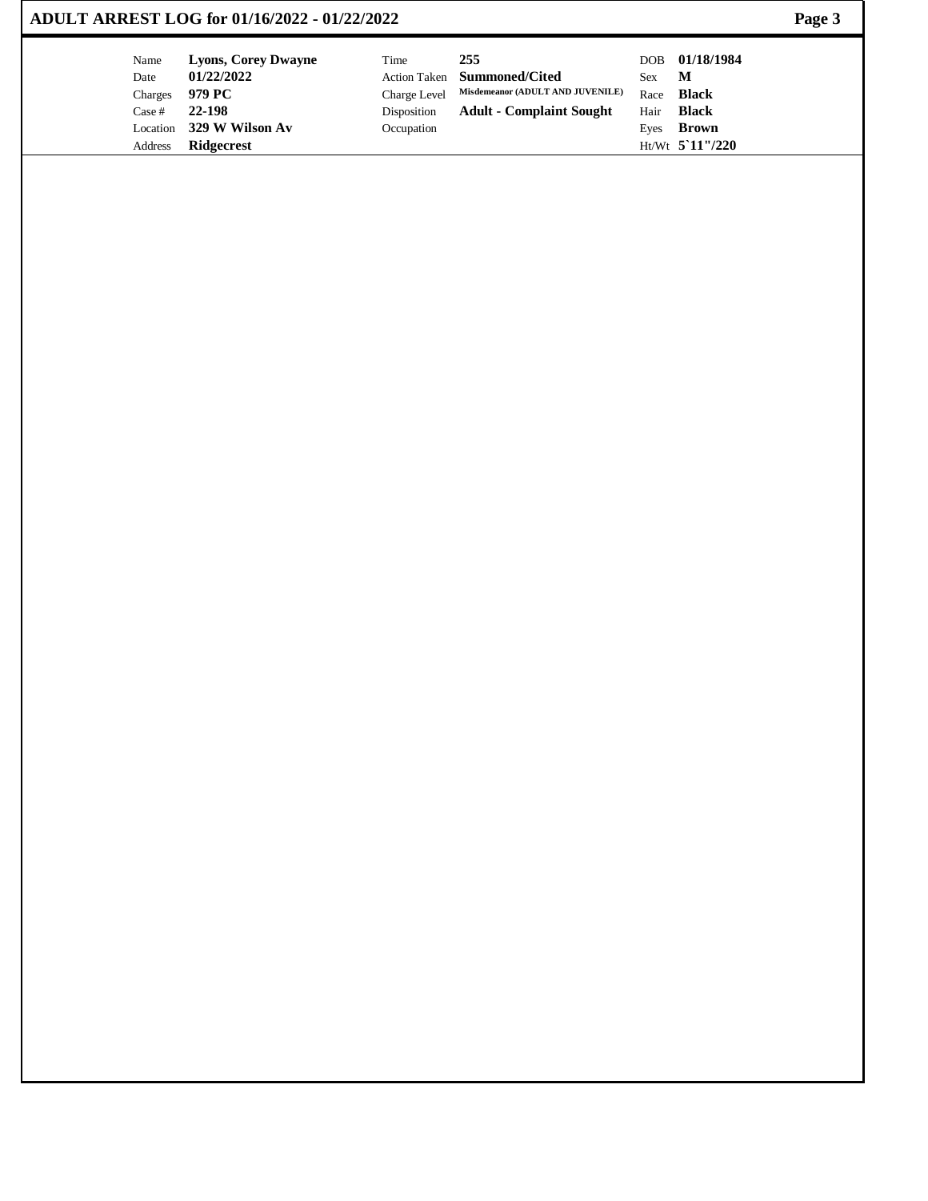# ADULT ARREST LOG for 01/16/2022 - 01/22/2022

| | | | | | |
|---|---|---|---|---|---|
| Name | **Lyons, Corey Dwayne** | Time | **255** | DOB | **01/18/1984** |
| Date | **01/22/2022** | Action Taken | **Summoned/Cited** | Sex | **M** |
| Charges | **979 PC** | Charge Level | **Misdemeanor (ADULT AND JUVENILE)** | Race | **Black** |
| Case # | **22-198** | Disposition | **Adult - Complaint Sought** | Hair | **Black** |
| Location | **329 W Wilson Av** | Occupation | | Eyes | **Brown** |
| Address | **Ridgecrest** | | | Ht/Wt | **5`11"/220** |